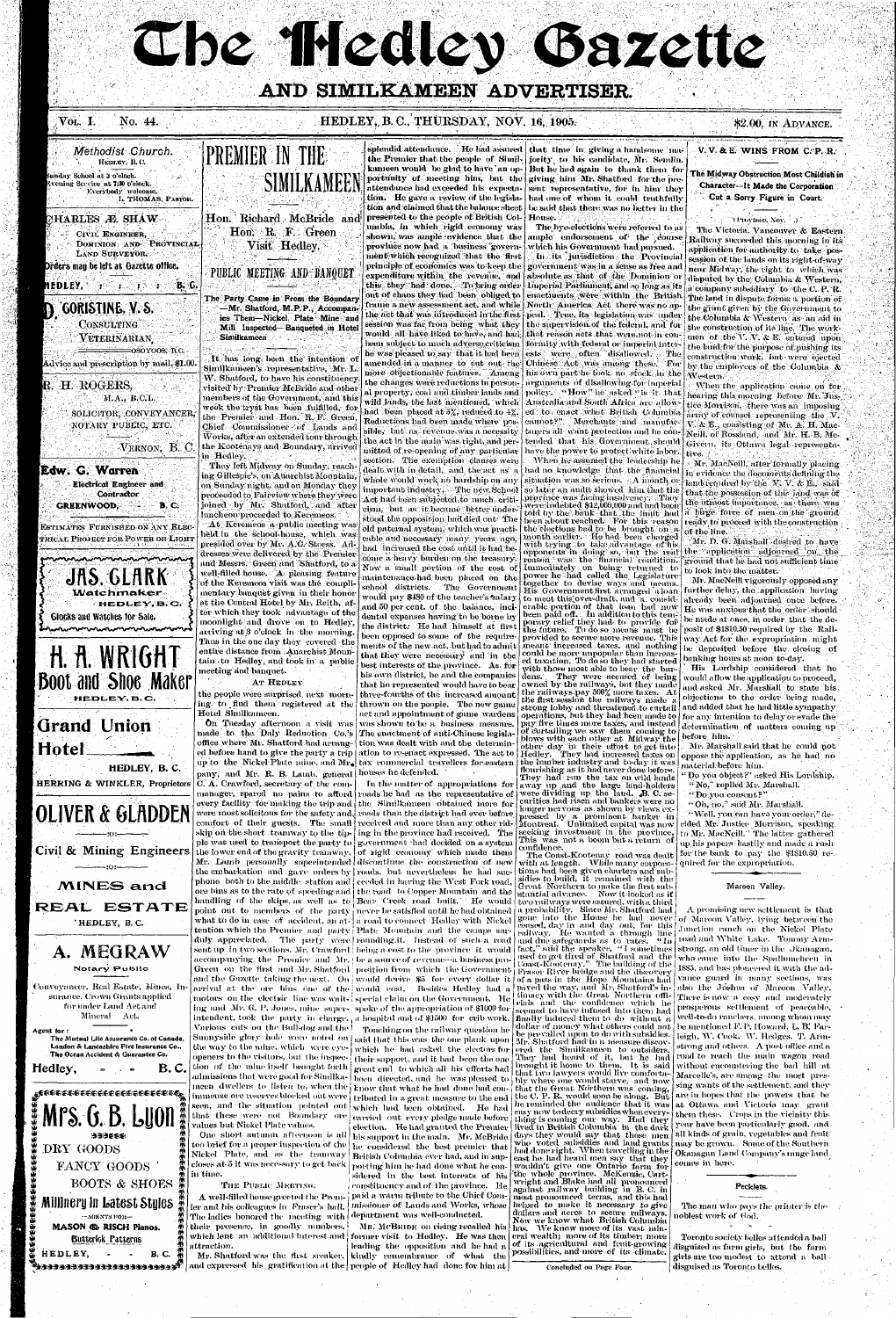# The Hedley Gazette

## AND SIMILKAMEEN ADVERTISER.

VOL. I. No. 44. HEDLEY, B.C., THURSDAY, NOV. 16, 1905. $2.00, IN ADVANCE.

---

*Methodist Church.*
HEDLEY, B.C.

Sunday School at 3 o'clock.
Evening Service at 7:30 o'clock.
Everybody welcome.
I. THOMAS, PASTOR.

---

**CHARLES Æ. SHAW**

CIVIL ENGINEER,
DOMINION AND PROVINCIAL
LAND SURVEYOR.

Orders may be left at Gazette office.

HEDLEY, B.C.

---

**D. GORISTINE, V.S.**

CONSULTING
VETERINARIAN,
OSOYOOS, B.C.

Advice and prescription by mail, $1.00.

---

**R. H. ROGERS,**

M.A., B.C.L.

SOLICITOR, CONVEYANCER,
NOTARY PUBLIC, ETC.

VERNON, B.C.

---

**Edw. G. Warren**

Electrical Engineer and Contractor

GREENWOOD, B.C.

ESTIMATES FURNISHED ON ANY ELECTRICAL PROJECT FOR POWER OR LIGHT

---

**JAS. CLARK**

Watchmaker

HEDLEY, B.C.

Clocks and Watches for Sale.

---

**H. A. WRIGHT**

**Boot and Shoe Maker**

HEDLEY, B.C.

---

**Grand Union Hotel**

HEDLEY, B.C.

HERRING & WINKLER, Proprietors

---

**OLIVER & GLADDEN**

Civil & Mining Engineers

**MINES and REAL ESTATE**

HEDLEY, B.C.

---

**A. MEGRAW**

Notary Public

Conveyancer, Real Estate, Mines, Insurance, Crown Grants applied for under Land Act and Mineral Act.

Agent for:
The Mutual Life Assurance Co. of Canada.
London & Lancashire Fire Insurance Co.,
The Ocean Accident & Guarantee Co.

Hedley, B.C.

---

**Mrs. G. B. Lyon**

DRY GOODS
FANCY GOODS
BOOTS & SHOES
Millinery in Latest Styles

AGENTS FOR
MASON & RISCH Pianos.
Butterick Patterns

HEDLEY, B.C.

---

# PREMIER IN THE SIMILKAMEEN

## Hon. Richard McBride and Hon. R. F. Green Visit Hedley.

### PUBLIC MEETING AND BANQUET

**The Party Came in From the Boundary—Mr. Shatford, M.P.P., Accompanies Them—Nickel Plate Mine and Mill Inspected—Banqueted in Hotel Similkameen**

It has long been the intention of Similkameen's representative, Mr. L. W. Shatford, to have his constituency visited by Premier McBride and other members of the Government, and this week the tryst has been fulfilled, for the Premier and Hon. R. F. Green, Chief Commissioner of Lands and Works, after an extended tour through the Kootenays and Boundary, arrived in Hedley.

They left Midway on Sunday, reaching Gillespie's, on Anarchist Mountain, on Sunday night, and on Monday they proceeded to Fairview where they were joined by Mr. Shatford, and after luncheon proceeded to Keremeos.

At Keremeos a public meeting was held in the school-house, which was presided over by Mr. A. G. Stoess. Addresses were delivered by the Premier and Messrs. Green and Shatford to a well-filled house. A pleasing feature of the Keremeos visit was the complimentary banquet given in their honor at the Central Hotel by Mr. Reith, after which they took advantage of the moonlight and drove on to Hedley, arriving at 3 o'clock in the morning. Thus in the one day they covered the entire distance from Anarchist Mountain to Hedley, and took in a public meeting and banquet.

AT HEDLEY

the people were surprised next morning to find them registered at the Hotel Similkameen.

On Tuesday afternoon a visit was made to the Daly Reduction Co.'s office where Mr. Shatford had arranged before hand to give the party a trip up to the Nickel Plate mine, and Mr. Tax commercial travellers for eastern pany, and Mr. R. B. Lamb, general C. A. Crawford, secretary of the company, spared no pains to afford every facility for making the trip and were most solicitous for the safety and comfort of their guests. The small skip on the short tramway to the tipple was used to transport the party to the lower end of the gravity tramway. Mr. Lamb personally superintended the embarkation and gave orders by phone both to the middle station and ore bins as to the rate of speeding and handling of the skips, as well as to point out to members of the party what to do in case of accident, an attention which the Premier and party duly appreciated. The party were sent up in two sections, Mr. Crawford accompanying the Premier and Mr. Green on the first and Mr. Shatford and the Gazette taking the next. On arrival at the ore bins one of the motors on the electric line was waiting, and Mr. G. P. Jones, mine superintendent, took the party in charge. Various cuts on the Bull-dog and the Sunnyside glory hole were noted on the way to the mine, which were eye-openers to the visitors, but the inspection of the mine itself brought forth admissions that were good for Similkameen dwellers to listen to, when the immense ore reserves blocked out were seen, and the situation pointed out that these were not Boundary ore values but Nickel Plate values.

One short autumn afternoon is all too brief for a proper inspection of the Nickel Plate, and as the tramway closes at 5 it was necessary to get back in time.

THE PUBLIC MEETING.

A well-filled house greeted the Premier and his colleagues in Fraser's hall. The ladies honored the meeting with their presence, in goodly numbers, which lent an additional interest and attraction.

Mr. Shatford was the first speaker, and expressed his gratification at the splendid attendance. He had assured the Premier that the people of Similkameen would be glad to have an opportunity of meeting him, but the attendance had exceeded his expectation. He gave a review of the legislation and claimed that the balance sheet presented to the people of British Columbia, in which rigid economy was shown, was ample evidence that the province now had a business government which recognized that the first principle of economics was to keep the expenditure within the revenue, and this they had done. To bring order out of chaos they had been obliged to frame a new assessment act, and while the act that was introduced in the first session was far from being what they would all have liked to have, and had been subject to much adverse criticism he was pleased to say that it had been amended in a manner to cut out the more objectionable features. Among the changes were reductions in personal property, coal and timber lands and wild lands, the last mentioned, which had been placed at 5%, reduced to 4%. Reductions had been made where possible, but as revenue was a necessity the act in the main was right, and permitted of re-opening of any particular section. The exemption clauses were dealt with in detail, and the act as a whole would work no hardship on any important industry. The new School Act had been subjected to much criticism, but as it became better understood the opposition had died out. The old paternal system, which was practicable and necessary many years ago, had increased the cost until it had become a heavy burden on the treasury. Now a small portion of the cost of maintenance had been placed on the school districts. The Government would pay $480 of the teacher's salary and 50 per cent. of the balance, incidental expenses having to be borne by the district. He had himself at first been opposed to some of the requirements of the new act, but had to admit that they were necessary and in the best interests of the province. As for his own district, he and the companies that he represented would have to bear three-fourths of the increased amount thrown on the people. The new game act and appointment of game wardens was shown to be a business measure. The enactment of anti-Chinese legislation was dealt with and the determination to re-enact expressed. The act to tax commercial travellers for eastern houses he defended.

In the matter of appropriations for roads he had as the representative of the Similkameen obtained more for roads than the district had ever before received and more than any other riding in the province had received. The government had decided on a system of rigid economy which made them discontinue the construction of new roads, but nevertheless he had succeeded in having the West Fork road, the road to Copper Mountain and the Bear Creek road built. He would never be satisfied until he had obtained a road to connect Hedley with Nickel Plate Mountain and the camps surrounding it. Instead of such a road being a cost to the province it would be a source of revenue—a business proposition from which the Government would derive $5 for every dollar it would cost. Besides Hedley had a special claim on the Government. He spoke of the appropriation of $1000 for hospital and of $1500 for cattle work.

Touching on the railway question he said that this was the one plank upon which he had asked the electors for their support, and it had been the one great end to which all his efforts had been directed, and he was pleased to know that what he had done had contributed in a great measure to the end which had been obtained. He had carried out every pledge made before election. He had granted the Premier his support in the main. Mr. McBride he considered the best premier that British Columbia ever had, and in supporting him he had done what he considered in the best interests of his constituency and of the province. He paid a warm tribute to the Chief Commissioner of Lands and Works, whose department was well-conducted.

MR. MCBRIDE on rising recalled his former visit to Hedley. He was then leading the opposition and he had a kindly remembrance of what the people of Hedley had done for him at that time in giving a handsome majority to his candidate, Mr. Semlin. But he had again to thank them for giving him Mr. Shatford for the present representative, for in him they had one of whom it could truthfully be said that there was no better in the House.

The bye-elections were referred to as ample endorsement of the course which his Government had pursued.

In its jurisdiction the Provincial government was in a sense as free and absolute as that of the Dominion or Imperial Parliament, and so long as its enactments were within the British North America Act there was no appeal. True, its legislation was under the supervision of the federal, and for that reason acts that were not in conformity with federal or imperial interests were often disallowed. The Chinese Act was among these. For his own part he took no stock in the arguments of disallowing for imperial policy. "How" he asked "is it that Australia and South Africa are allowed to enact what British Columbia cannot?" Merchants and manufacturers all want protection and he contended that his Government should have the power to protect white labor.

When he assumed the leadership he had no knowledge that the financial situation was so serious. A month or so later an audit showed him that the province was facing insolvency. They were indebted $12,000,000 and had been told by the bank that the limit had been about reached. For this reason the elections had to be brought on a month earlier. He had been charged with trying to take advantage of his opponents in doing so, but the real reason was the financial condition. Immediately on being returned to power he had called the Legislature together to devise ways and means. His Government first arranged a loan to meet this over-draft, and a considerable portion of that loan had now been paid off. In addition to this temporary relief they had to provide for the future. To do so means must be provided to secure more revenue. This meant increased taxes, and nothing could be more unpopular than increased taxation. To do so they had started with those most able to bear the burdens. They were accused of being owned by the railways, but they made the railways pay 300% more taxes. At the first session the railways made a strong lobby and threatened to curtail operations, but they had been made to pay five times more taxes, and instead of curtailing we saw them coming to blows with each other at Midway the other day in their effort to get into Hedley. They had increased taxes on the lumber industry and to-day it was flourishing as it had never done before. They had run the tax on wild lands anger up and the large land-holders were dividing up the land. B. C. securities had risen and bankers were no longer nervous as shown by views expressed by a prominent banker in Montreal. Unlimited capital was now seeking investment in the province. This was not a boom but a return of confidence.

The Coast-Kootenay road was dealt with at length. While many corporations had been given charters and subsidies to build, it remained with the Great Northern to make the first substantial advance. Now it looked as if two railways were assured, with a third a probability. Since Mr. Shatford had gone into the House he had never ceased, day in and day out, for this railway. He wanted a through line and one that would be subjected to regulation as to rates. "In fact," said the speaker, "I sometimes used to get tired of Shatford and the Coast-Kootenay." The building of the Fraser River bridge and the discovery of a pass in the Hope Mountains had paved the way, and Mr. Shatford's intimacy with the Great Northern officials and the confidence which he seemed to have infused into them had finally induced them to do without a dollar of money what others could not be prevailed upon to do with subsidies. Mr. Shatford had in a measure discovered the Similkameen to outsiders. They had heard of it, but he had brought it home to them. It is said that two lawyers would live comfortably where one would starve, and now that the Great Northern was coming, the C. P. R. would soon be along. But he reminded the audience that it was easy now to decry subsidies when everything is coming our way. Had they lived in British Columbia in the dark days they would say that those men who voted subsidies and land grants had done right. When travelling in the east he had heard men say that they wouldn't give one Ontario farm for the whole province. McKenzie, Cartwright and Blake had all pronounced against railway building in B. C. in most pronounced terms, and this had helped to make it necessary to give dollars and acres to secure railways. Now we know what British Columbia has. We know more of its vast mineral wealth; more of its timber; more of its agricultural and fruit-growing possibilities, and more of its climate.

*Concluded on Page Four.*

---

## V. V. & E. WINS FROM C. P. R.

**The Midway Obstruction Most Childish in Character—It Made the Corporation Cut a Sorry Figure in Court.**

(Province, Nov. 7)

The Victoria, Vancouver & Eastern Railway succeeded this morning in its application for authority to take possession of the lands on its right-of-way near Midway, the right to which was disputed by the Columbia & Western, a company subsidiary to the C. P. R. The land in dispute forms a portion of the grant given by the Government to the Columbia & Western as an aid in the construction of its line. The workmen of the V. V. & E. entered upon the land for the purpose of pushing its construction work, but were ejected by the employees of the Columbia & Western.

When the application came on for hearing this morning before Mr. Justice Morrison, there was an imposing array of counsel representing the V. V. & E., consisting of Mr. A. H. MacNeill, of Rossland, and Mr. H. B. MacGivern, its Ottawa legal representative.

Mr. MacNeill, after formally placing in evidence the documents defining the land required by the V. V. & E., said that the possession of this land was of the utmost importance, as there was a large force of men on the ground ready to proceed with the construction of the line.

Mr. D. G. Marshall desired to have the application adjourned on the ground that he had not sufficient time to look into the matter.

Mr. MacNeill vigorously opposed any further delay, the application having already been adjourned once before. He was anxious that the order should be made at once, in order that the deposit of $1810.50 required by the Railway Act for the expropriation might be deposited before the closing of banking hours at noon to-day.

His Lordship considered that he would allow the application to proceed, and asked Mr. Marshall to state his objections to the order being made, and added that he had little sympathy for any intention to delay or evade the determination of matters coming up before him.

Mr. Marshall said that he could not oppose the application, as he had no material before him.

"Do you object?" asked His Lordship.

"No," replied Mr. Marshall.

"Do you consent?"

"Oh, no," said Mr. Marshall.

"Well, you can have your order," decided Mr. Justice Morrison, speaking to Mr. MacNeill. The latter gathered up his papers hastily and made a rush for the bank to pay the $1810.50 required for the expropriation.

---

## Maroon Valley.

A promising new settlement is that of Maroon Valley, lying between the Junction ranch on the Nickel Plate road and White Lake. Tommy Armstrong, an old timer in the Okanagan, who came into the Similkameen in 1885, and has pioneered it with the advance guard in many sections, was also the Joshua of Maroon Valley. There is now a cosy and moderately prosperous settlement of peaceable, well-to-do ranchers, among whom may be mentioned F. P. Howard, L. B. Farleigh, W. Cook, W. Hedges, T. Armstrong and others. A post office and a road to reach the main wagon road without encountering the bad hill at Marcelle's, are among the most pressing wants of the settlement, and they are in hopes that the powers that be at Ottawa and Victoria may grant them these. Crops in the vicinity this year have been particularly good, and all kinds of grain, vegetables and fruit may be grown. Some of the Southern Okanagan Land Company's range land comes in here.

---

## Pecklets.

The man who pays the printer is the noblest work of God.

Toronto society belles attended a ball disguised as farm girls, but the farm girls are too modest to attend a ball disguised as Toronto belles.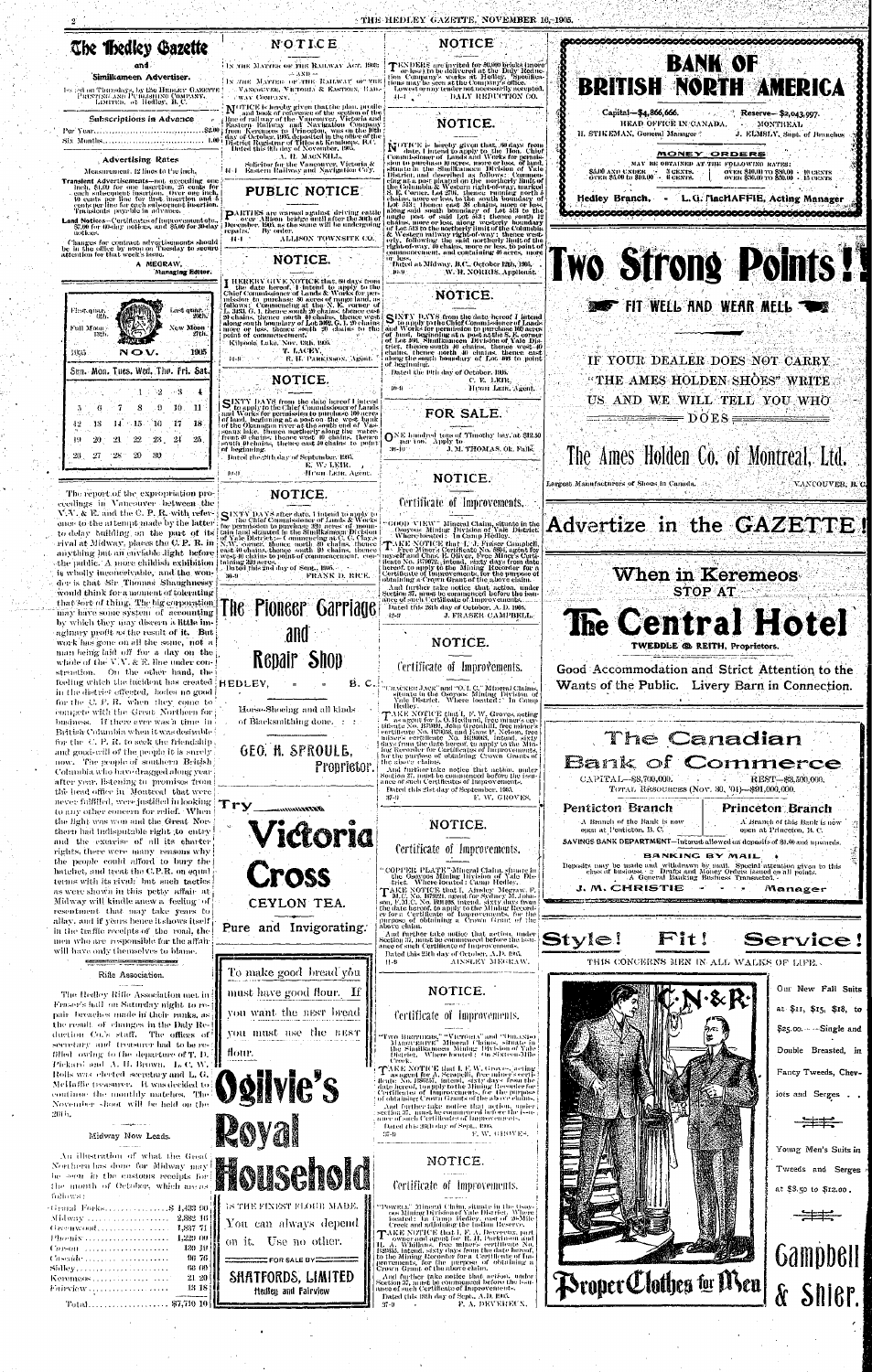# The Hedley Gazette

## and Similkameen Advertiser.

Issued on Thursdays, by the HEDLEY GAZETTE PRINTING AND PUBLISHING COMPANY, LIMITED, at Hedley, B.C.

### Subscriptions in Advance

| | |
|---|---|
| Per Year | $2.00 |
| Six Months | 1.00 |

### Advertising Rates

Measurement, 12 lines to the inch.

Transient Advertisements—not exceeding one inch, $1.00 for one insertion, 25 cents for each subsequent insertion. Over one inch, 10 cents per line for first insertion and 5 cents per line for each subsequent insertion. Transients payable in advance.

Land Notices—Certificates of improvement etc., $7.00 for 60-day notices, and $5.00 for 30-day notices.

Changes for contract advertisements should be in the office by noon on Tuesday to secure attention for that week's issue.

A. MEGRAW,
Managing Editor.

| First quar. 4th. | | | | | | Last quar. 20th. |
|---|---|---|---|---|---|---|
| Full Moon 12th. | | | | | | New Moon 27th. |
| 1905 | | | NOV. | | | 1905 |
| Sun. | Mon. | Tues. | Wed. | Thu. | Fri. | Sat. |
| | | | 1 | 2 | 3 | 4 |
| 5 | 6 | 7 | 8 | 9 | 10 | 11 |
| 12 | 13 | 14 | 15 | 16 | 17 | 18 |
| 19 | 20 | 21 | 22 | 23 | 24 | 25 |
| 26 | 27 | 28 | 29 | 30 | | |

The report of the expropriation proceedings in Vancouver between the V.V. & E. and the C. P. R. with reference to the attempt made by the latter to delay building on the part of its rival at Midway, places the C. P. R. in anything but an enviable light before the public. A more childish exhibition is wholly inconceivable, and the wonder is that Sir Thomas Shaughnessy would think for a moment of tolerating that sort of thing. The big corporation may have some system of accounting by which they may discern a little imaginary profit as the result of it. But work has gone on all the same, not a man being laid off for a day on the whole of the V.V. & E. line under construction. On the other hand, the feeling which the incident has created in the district affected, bodes no good for the C. P. R. when they come to compete with the Great Northern for business. If there ever was a time in British Columbia when it was desirable for the C. P. R. to seek the friendship and good-will of the people it is surely now. The people of southern British Columbia who have dragged along year after year, listening to promises from the head office in Montreal that were never fulfilled, were justified in looking to any other concern for relief. When the fight was won and the Great Northern had indisputable right to entry and the exercise of all its charter rights, there were many reasons why the people could afford to bury the hatchet, and treat the C.P.R. on equal terms with its rival; but such tactics as were shown in this petty affair at Midway will kindle anew a feeling of resentment that may take years to allay, and if yours hence it shows itself in the traffic receipts of the road, the men who are responsible for the affair will have only themselves to blame.

### Rifle Association.

The Hedley Rifle Association met in Fraser's hall on Saturday night to repair breaches made in their ranks as the result of changes in the Daly Reduction Co.'s staff. The offices of secretary and treasurer had to be refilled owing to the departure of T. D. Pickard and A. H. Brown. L. C. W. Rolls was elected secretary and L. G. McHaffie treasurer. It was decided to continue the monthly matches. The November shoot will be held on the 20th.

### Midway Now Leads.

An illustration of what the Great Northern has done for Midway may be seen in the customs receipts for the month of October, which are as follows:

| | |
|---|---|
| Grand Forks | $ 1,433 90 |
| Midway | 2,882 16 |
| Greenwood | 1,337 71 |
| Phoenix | 1,229 00 |
| Carson | 120 10 |
| Cascade | 66 76 |
| Sidley | 66 00 |
| Keremeos | 21 20 |
| Fairview | 13 18 |
| Total | $7,770 10 |

## NOTICE

IN THE MATTER OF THE RAILWAY ACT, 1903; — AND — IN THE MATTER OF THE RAILWAY OF THE VANCOUVER, VICTORIA & EASTERN RAILWAY COMPANY.

NOTICE is hereby given that the plan, profile and book of reference of the section of the line of railway of the Vancouver, Victoria and Eastern Railway and Navigation Company from Keremeos to Princeton, was on the 8th day of October, 1905, deposited in the office of the District Registrar of Titles at Kamloops, B.C. Dated this 8th day of November, 1905.

A. H. MACNEILL,
Solicitor for the Vancouver, Victoria & Eastern Railway and Navigation Co'y.
44-4

## PUBLIC NOTICE

PARTIES are warned against driving cattle over Allison bridge until after the 30th of December, 1905, as the same will be undergoing repairs. By order.

ALLISON TOWNSITE CO.
44-4

## NOTICE.

I HEREBY GIVE NOTICE that 60 days from the date hereof, I intend to apply to the Chief Commissioner of Lands & Works for permission to purchase 80 acres of range land, as follows: Commencing at the N. E. corner of L. 3483, G. 1, thence south 20 chains, thence west 20 chains, thence south 20 chains, thence west along south boundary of Lot 3602, G. 1, 20 chains, more or less, thence north 20 chains to the point of commencement.

Kilpoola Lake, Nov. 6th, 1905.
T. LACEY,
R. H. PARKINSON, Agent.
44-9

## NOTICE.

SIXTY DAYS from the date hereof I intend to apply to the Chief Commissioner of Lands and Works for permission to purchase 160 acres of land, beginning at a post on the west bank of the Okanagan river at the south end of Vaseaux lake, thence northerly along the waterfront 40 chains, thence west 40 chains, thence south 40 chains, thence east 40 chains to point of beginning.

Dated the 26th day of September, 1905.
E. W. LEIR,
HUGH LEIR, Agent.
39-9

## NOTICE.

SIXTY DAYS after date, I intend to apply to the Chief Commissioner of Lands & Works for permission to purchase 320 acres of mountain land situated in the Similkameen Division of Yale District — Commencing at C. H. Clay's N.W. corner, thence north 80 chains, thence west 40 chains, thence south 80 chains, thence west 40 chains to point of commencement, containing 320 acres.

Dated this 2nd day of Sept., 1905.
FRANK D. RICE.
36-9

## The Pioneer Carriage and Repair Shop

HEDLEY, B. C.

Horse-Shoeing and all kinds of Blacksmithing done.

GEO. H. SPROULE,
Proprietor.

## Try Victoria Cross CEYLON TEA.

Pure and Invigorating.

To make good bread you must have good flour. If you want the BEST bread you must use the BEST flour.

## Ogilvie's Royal Household

IS THE FINEST FLOUR MADE.

You can always depend on it. Use no other.

FOR SALE BY

SHATFORDS, LIMITED
Hedley and Fairview

## NOTICE

TENDERS are invited for 50,000 bricks (more or less) to be delivered at the Daly Reduction Company's works at Hedley. Specifications may be seen at the Company's office. Lowest or any tender not necessarily accepted.

DALY REDUCTION CO.
44-1

## NOTICE.

NOTICE is hereby given that, 60 days from date, I intend to apply to the Hon. Chief Commissioner of Lands and Works for permission to purchase 40 acres, more or less, of land, situate in the Similkameen Division of Yale District, and described as follows: Commencing at a post planted on the northerly limit of the Columbia & Western railway right-of-way, marked S. E. Corner, Lot 276, thence running north 5 chains, more or less, to the south boundary of Lot 313; thence west 30 chains, more or less, along south boundary of Lot 313 to the south east post of said Lot 313; thence south 22 chains, more or less, along westerly boundary of Lot 313 to the northerly limit of the Columbia & Western railway right-of-way; thence westerly, following the said northerly limit of the right-of-way, 40 chains, more or less, to point of commencement, and containing 40 acres, more or less.

Dated at Midway, B.C., October 12th, 1905.
W. H. NORRIS, Applicant.
40-9

## NOTICE.

SIXTY DAYS from the date hereof I intend to apply to the Chief Commissioner of Lands and Works for permission to purchase 160 acres of land, beginning at the S. E. corner of Lot 391, Similkameen Division of Yale District, thence south 40 chains, thence west 40 chains, thence north 40 chains, thence east along the south boundary of Lot 405 to point of beginning.

Dated the 10th day of October, 1905.
C. E. LEIR,
HUGH LEIR, Agent.
40-9

## FOR SALE.

ONE hundred tons of Timothy hay, at $12.50 per ton. Apply to

J. M. THOMAS, Ok. Falls.
36-10

## NOTICE.

### Certificate of Improvements.

"GOOD VIEW" Mineral Claim, situate in the Osoyoos Mining Division of Yale District. Where located: In Camp Hedley.

TAKE NOTICE that I, J. Fraser Campbell, Free Miner's Certificate No. B.86, agent for myself and Chas. E. Oliver, Free Miner's Certificate No. B79072, intend, sixty days from the date hereof, to apply to the Mining Recorder for a Certificate of Improvements, for the purpose of obtaining a Crown Grant of the above claim.

And further take notice that action, under Section 37, must be commenced before the issuance of such Certificate of Improvements.

Dated this 26th day of October, A. D. 1905.
J. FRASER CAMPBELL.
42-9

## NOTICE.

### Certificate of Improvements.

"CRACKER JACK" and "O.I. C." Mineral Claims, situate in the Osoyoos Mining Division of Yale District. Where located: In Camp Hedley.

TAKE NOTICE that I, F. W. Groves, acting as agent for G. O. Hedlund, free miner's certificate No. B79001, John Gresnhill, free miner's certificate No. B79036 and Hans P. Nelson, free miner's certificate No. B79003, intend, sixty days from the date hereof, to apply to the Mining Recorder for Certificates of Improvements, for the purpose of obtaining Crown Grants of the above claims.

And further take notice that action, under Section 37, must be commenced before the issuance of such Certificates of Improvements.

Dated this 21st day of September, 1905.
F. W. GROVES.
37-9

## NOTICE.

### Certificate of Improvements.

"COPPER PLATE" Mineral Claim, situate in the Osoyoos Mining Division of Yale District. Where located: Camp Hedley.

TAKE NOTICE that I, Ainsley Megraw, F. M. C. No. B79291, agent for Sydney M. Johnson, F.M.C. No. B89488, intend, sixty days from the date hereof, to apply to the Mining Recorder for a Certificate of Improvements, for the purpose of obtaining a Crown Grant of the above claim.

And further take notice that action, under Section 37, must be commenced before the issuance of such Certificate of Improvements.

Dated this 26th day of October, A.D. 1905.
AINSLEY MEGRAW.
41-9

## NOTICE.

### Certificate of Improvements.

"TWO BROTHERS," "VICTORIA" and "ORILANDO MARGUERITE" Mineral Claims, situate in the Similkameen Mining Division of Yale District. Where located: On Sixteen-Mile Creek.

TAKE NOTICE that I, F. W. Groves, acting as agent for J. A. Scarsdell, free miner's certificate No. B80147, intend, sixty days from the date hereof, to apply to the Mining Recorder for Certificates of Improvements, for the purpose of obtaining Crown Grants of the above claims.

And further take notice that action, under section 37, must be commenced before the issuance of such Certificates of Improvements.

Dated this 26th day of Sept., 1905.
F. W. GROVES.
37-9

## NOTICE.

### Certificate of Improvements.

"POWELL" Mineral Claim, situate in the Osoyoos Mining Division of Yale District. Where located: In Camp Hedley, east of 20-Mile Creek and adjoining the Indian Reserve.

TAKE NOTICE that I, F. A. Devereux, part owner and agent for H. H. Parkinson and H. A. Whillans, Free miners' certificates No. B80955, intend, sixty days from the date hereof, to apply to the Mining Recorder for a Certificate of Improvements, for the purpose of obtaining a Crown Grant of the above claim.

And further take notice that action, under section 37, must be commenced before the issuance of such Certificate of Improvements.

Dated this 18th day of Sept., A.D. 1905.
F. A. DEVEREUX.
37-9

# BANK OF BRITISH NORTH AMERICA

Capital—$4,866,666. Reserve—$2,043,997.

HEAD OFFICE IN CANADA, MONTREAL

H. STIKEMAN, General Manager J. ELMSLY, Supt. of Branches

### MONEY ORDERS

MAY BE OBTAINED AT THE FOLLOWING RATES:

| | | | |
|---|---|---|---|
| $5.00 AND UNDER | 3 CENTS. | OVER $10.00 TO $30.00 | 10 CENTS |
| OVER $5.00 TO $10.00 | 6 CENTS. | OVER $30.00 TO $50.00 | 15 CENTS |

Hedley Branch, L. G. MacHAFFIE, Acting Manager

# Two Strong Points!!

FIT WELL AND WEAR WELL

IF YOUR DEALER DOES NOT CARRY "THE AMES HOLDEN SHOES" WRITE US AND WE WILL TELL YOU WHO DOES

## The Ames Holden Co. of Montreal, Ltd.

Largest Manufacturers of Shoes in Canada. VANCOUVER, B. C.

# Advertize in the GAZETTE!

## When in Keremeos STOP AT

# The Central Hotel

TWEDDLE & REITH, Proprietors.

Good Accommodation and Strict Attention to the Wants of the Public. Livery Barn in Connection.

## The Canadian Bank of Commerce

CAPITAL—$8,700,000. REST—$3,500,000.
TOTAL RESOURCES (Nov. 30, '04)—$91,000,000.

**Penticton Branch** — A Branch of the Bank is now open at Penticton, B. C.

**Princeton Branch** — A Branch of this Bank is now open at Princeton, B. C.

SAVINGS BANK DEPARTMENT—Interest allowed on deposits of $1.00 and upwards.

### BANKING BY MAIL

Deposits may be made and withdrawn by mail. Special attention given to this class of Business. Drafts and Money Orders issued on all points. A General Banking Business Transacted.

J. M. CHRISTIE - - - - Manager

## Style! Fit! Service!

THIS CONCERNS MEN IN ALL WALKS OF LIFE.

Our New Fall Suits at $11, $15, $18, to $25.00.—Single and Double Breasted, in Fancy Tweeds, Cheviots and Serges.

Young Men's Suits in Tweeds and Serges at $3.50 to $12.00.

Proper Clothes for Men

# Campbell & Shier.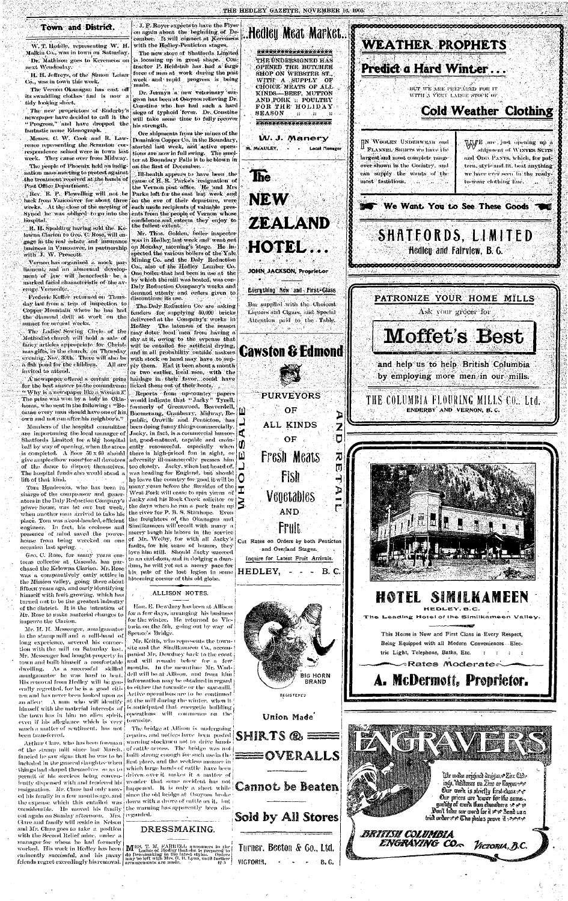## Town and District.

W. T. Hoddle, representing W. H. Malkin Co., was in town on Saturday.

Dr. Mathison goes to Keremeos on next Wednesday.

H. H. Jeffreys, of the Simon Leiser Co., was in town this week.

The Vernon Okanagan has cast off its swaddling clothes and is now a tidy looking sheet.

The new proprietors of Enderby's newspaper have decided to call it the "Progress," and have dropped the fantastic name Edenograph.

Messrs. C. W. Cook and R. Lawrence representing the Scranton correspondence school were in town last week. They came over from Midway.

The people of Phoenix held an indignation mass meeting to protest against the treatment received at the hands of Post Office Department.

Rev. E. P. Flewelling will not be back from Vancouver for about three weeks. At the close of the meeting of Synod he was obliged to go into the hospital.

R. H. Spedding having sold the Kelowna Clarion to Geo. C. Rose, will engage in the real estate and insurance business in Vancouver, in partnership with J. W. Prescott.

Vernon has organized a mock parliament and an abnormal development of jaw will henceforth be a marked facial characteristic of the average Vernonite.

Frederic Keffer returned on Thursday last from a trip of inspection to Copper Mountain where he has had the diamond drill at work on the sunset for several weeks.

The Ladies' Sewing Circle of the Methodist church will hold a sale of fancy articles appropriate for Christmas gifts, in the church, on Thursday evening, Nov. 30th. There will also be a fish pond for the children. All are invited to attend.

A newspaper offered a certain prize for the best answer to the conundrum: "Why is a newspaper like a woman?" The prize was won by a lady in Oklahoma, who sent in the following: "Because every man should have one of his own and not run after his neighbor's."

Members of the hospital committee are importuning the local manager of Shatfords Limited for a big hospital ball by way of opening, when the store is completed. A floor 30 x 60 should give ample elbow room for all devotees of the dance to disport themselves. The hospital funds also would stand a lift of that kind.

Tom Henderson, who has been in charge of the compressor and generators in the Daly Reduction Company's power house, was let out last week, when another man arrived to take his place. Tom was a cool-headed, efficient engineer. In fact, his coolness and presence of mind saved the power-house from being wrecked on one occasion last spring.

Geo. C. Rose, for many years customs collector at Cascade, has purchased the Kelowna Clarion. Mr. Rose was a comparatively early settler in the Mission valley, going there about fifteen years ago, and early identifying himself with fruit growing, which has turned out to be the greatest industry of the district. It is the intention of Mr. Rose to make material changes to improve the Clarion.

Mr. H. H. Messenger, amalgamator in the stamp mill and a mill-hand of long experience, severed his connection with the mill on Saturday last. Mr. Messenger had bought property in town and built himself a comfortable dwelling. As a successful skilled amalgamator he was hard to beat. His removal from Hedley will be generally regretted, for he is a good citizen and has never been looked upon as an alien. A man who will identify himself with the material interests of the town has in him no alien spirit, even if his allegiance which is very much a matter of sentiment, has not been transferred.

Arthur Clare, who has been foreman of the stamp mill since last March, fancied he saw signs that he was to be included in the general slaughter when things had shaped themselves so as to permit of his services being conveniently dispensed with and tendered his resignation. Mr. Clare had only moved his family in a few months ago, and the expense which this entailed was considerable. He moved his family out again on Sunday afternoon. Mrs. Clare and family will reside in Nelson and Mr. Clare goes to take a position with the Second Relief mine, under a manager for whom he had formerly worked. His work in Hedley has been eminently successful, and his many friends regret exceedingly his removal.

J. F. Royer expects to have the Flyer on again about the beginning of December. It will connect at Keremeos with the Hedley-Penticton stages.

The new store of Shatfords Limited is looming up in great shape. Contractor P. Heldstab has had a large force of men at work during the past week and rapid progress is being made.

Dr. Jermyn a new veterinary surgeon has been at Osoyoos relieving Dr. Constine who has had such a hard siege of typhoid fever. Dr. Constine will take some time to fully recover his strength.

Ore shipments from the mines of the Dominion Copper Co. in the Boundary, started last week, and active operations are now in full swing. The smelter at Boundary Falls is to be blown in on the first of December.

Ill-health appears to have been the cause of H. R. Parke's resignation of the Vernon post office. He and Mrs Parke left for the east last week and on the eve of their departure, were each made recipients of valuable presents from the people of Vernon whose confidence and esteem they enjoy to the fullest extent.

Mr. Thos. Golden, boiler inspector was in Hedley last week and went out on Monday morning's stage. He inspected the various boilers of the Yale Mining Co. and the Daly Reduction Co., also of the Hedley Lumber Co. One boiler that had been in use at the by which the mill was heated, was condemned utterly and orders given to discontinue its use.

The Daly Reduction Co. are asking tenders for supplying 60,000 bricks delivered at the Company's works in Hedley. The lateness of the season may deter local men from having a shy at it, owing to the expense that will be entailed for artificial drying, and in all probability outside makers with stock on hand may have to supply them. Had it been about a month or two earlier, local men, with the haulage in their favor, could have licked them out of their boots.

Reports from up-country papers would indicate that "Jacky" Tyrell, formerly of Greenwood, Beaverdell, Boomerang, Cranberry, Midway, Republic, Oroville and Penticton, has been doing funny things commercially. Jacky, in fact, is a commercial humorist, good-natured, capable and eminently resourceful, especially when there is high-priced fun in sight, or adversity ill-manneredly presses him too closely. Jacky, when last heard of, was heading for England, but should he leave the country for good it will be many years before the firesides of the West Fork will cease to spin yarns of Jacky and his Rock Creek solicitor or the days when he ran a pack train up the river for P. B. S. Stanhope. Even the freighters of the Okanagan and Similkameen will recall with many a merry laugh his labors in the service of Mr. Welby, for with all Jacky's faults, for his sense of humor, they love him still. Should Jacky succeed to an earl-dom, and in dodging a dundum, he will yet set a merry pace for his pals of the lost legion in some blooming corner of this old globe.

### ALLISON NOTES.

Hon. E. Dewdney has been at Allison for a few days, arranging his business for the winter. He returned to Victoria on the 5th, going out by way of Spence's Bridge.

Mr. Keith, who represents the townsite and the Similkameen Co., accompanied Mr. Dewdney back to the coast, and will remain below for a few months. In the meantime Mr. Waddell will be at Allison, and from him information may be obtained in regard to either the townsite or the saw-mill. Active operations are to be continued at the mill during the winter, when it is anticipated that energetic building operations will commence on the townsite.

The bridge at Allison is undergoing repairs, and notices have been posted warning stockmen not to drive bands of cattle across. The bridge was not built strong enough for such use in the first place, and the reckless manner in which large bands of cattle have been driven over it makes it a matter of wonder that some accident has not happened. It is only a short while since the old bridge at Osoyoos broke down with a drove of cattle on it, but the warning has apparently been disregarded.

### DRESSMAKING.

MRS. T. M. FARRELL announces to the Ladies of Hedley that she is prepared to do Dressmaking in the latest styles. Orders may be left with Mrs. G. H. Lyon, until further arrangements are made. 12-5

---

# ..Hedley Meat Market..

THE UNDERSIGNED HAS OPENED THE BUTCHER SHOP ON WEBSTER ST., WITH A SUPPLY OF CHOICE MEATS OF ALL KINDS—BEEF, MUTTON AND PORK :: POULTRY FOR THE HOLIDAY SEASON :: :: ::

**W. J. Manery**

M. McAULEY, - - - Local Manager

---

# The NEW ZEALAND HOTEL...

JOHN JACKSON, Proprietor

Everything New and First-Class

Bar supplied with the Choicest Liquors and Cigars, and Special Attention paid to the Table.

---

# Cawston & Edmond

WHOLESALE — PURVEYORS OF ALL KINDS OF **Fresh Meats** **Fish** **Vegetables** AND **Fruit** — RETAIL

Cut Rates on Orders by both Penticton and Overland Stages.

Inquire for Latest Fruit Arrivals.

HEDLEY, - - - B. C.

---

BIG HORN BRAND

REGISTERED

Union Made

# SHIRTS & OVERALLS

Cannot be Beaten

Sold by All Stores

Turner, Beeton & Co., Ltd.

VICTORIA, - - - B. C.

---

# WEATHER PROPHETS

## Predict a Hard Winter...

BUT WE ARE PREPARED FOR IT WITH A VERY LARGE STOCK OF

## Cold Weather Clothing

IN WOOLEN UNDERWEAR and FLANNEL SHIRTS we have the largest and most complete range ever shown in the Country, and can supply the wants of the most fastidious.

WE are just opening up a shipment of WINTER SUITS and ODD PANTS, which, for pattern, style and fit, beat anything we have ever seen in the ready-to-wear clothing line.

**We Want You to See These Goods**

# SHATFORDS, LIMITED

Hedley and Fairview, B. C.

---

## PATRONIZE YOUR HOME MILLS

Ask your grocer for

# Moffet's Best

and help us to help British Columbia by employing more men in our mills.

## THE COLUMBIA FLOURING MILLS CO., Ltd.

ENDERBY AND VERNON, B. C.

---

# HOTEL SIMILKAMEEN

HEDLEY, B.C.

The Leading Hotel of the Similkameen Valley.

This House is New and First Class in Every Respect, Being Equipped with all Modern Conveniences. Electric Light, Telephone, Baths, Etc.

Rates Moderate

# A. McDermott, Proprietor.

---

# ENGRAVERS

We make original designs. Zinc Etchings. Halftones on Zinc or Copper. Our work is strictly first-class. Our prices are lower for the same quality of work than elsewhere. Don't take our word for it. Send us a trial order. The plates prove it.

BRITISH COLUMBIA ENGRAVING CO. VICTORIA, B.C.